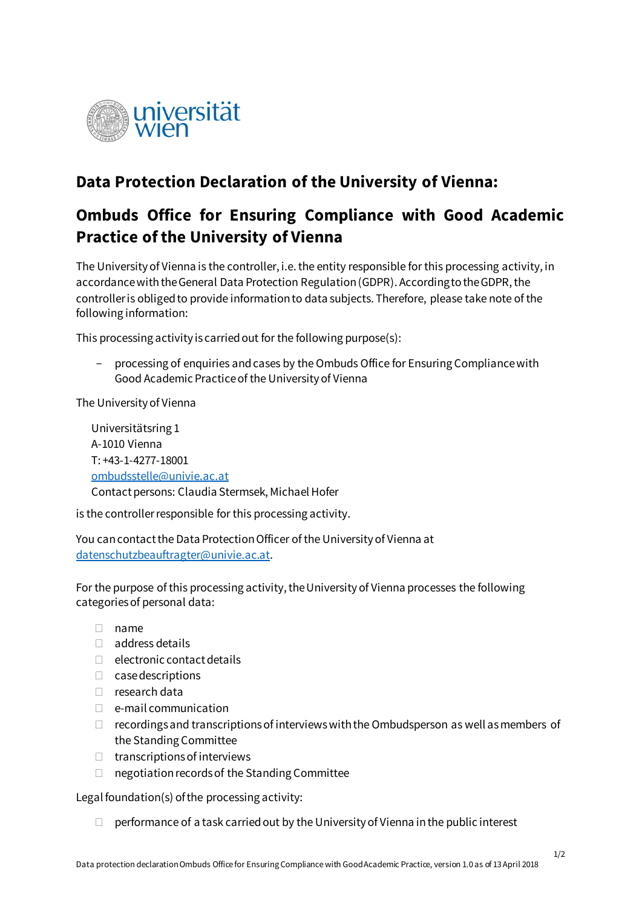# Data Protection Declaration of the University of Vienna:

## Ombuds Office for Ensuring Compliance with Good Academic Practice of the University of Vienna

The University of Vienna is the controller, i.e. the entity responsible for this processing activity, in accordance with the General Data Protection Regulation (GDPR). According to the GDPR, the controller is obliged to provide information to data subjects. Therefore, please take note of the following information:

This processing activity is carried out for the following purpose(s):

- processing of enquiries and cases by the Ombuds Office for Ensuring Compliance with Good Academic Practice of the University of Vienna

The University of Vienna

> Universitätsring 1
> A-1010 Vienna
> T: +43-1-4277-18001
> ombudsstelle@univie.ac.at
> Contact persons: Claudia Stermsek, Michael Hofer

is the controller responsible for this processing activity.

You can contact the Data Protection Officer of the University of Vienna at datenschutzbeauftragter@univie.ac.at.

For the purpose of this processing activity, the University of Vienna processes the following categories of personal data:

- name
- address details
- electronic contact details
- case descriptions
- research data
- e-mail communication
- recordings and transcriptions of interviews with the Ombudsperson as well as members of the Standing Committee
- transcriptions of interviews
- negotiation records of the Standing Committee

Legal foundation(s) of the processing activity:

- performance of a task carried out by the University of Vienna in the public interest

Data protection declaration Ombuds Office for Ensuring Compliance with Good Academic Practice, version 1.0 as of 13 April 2018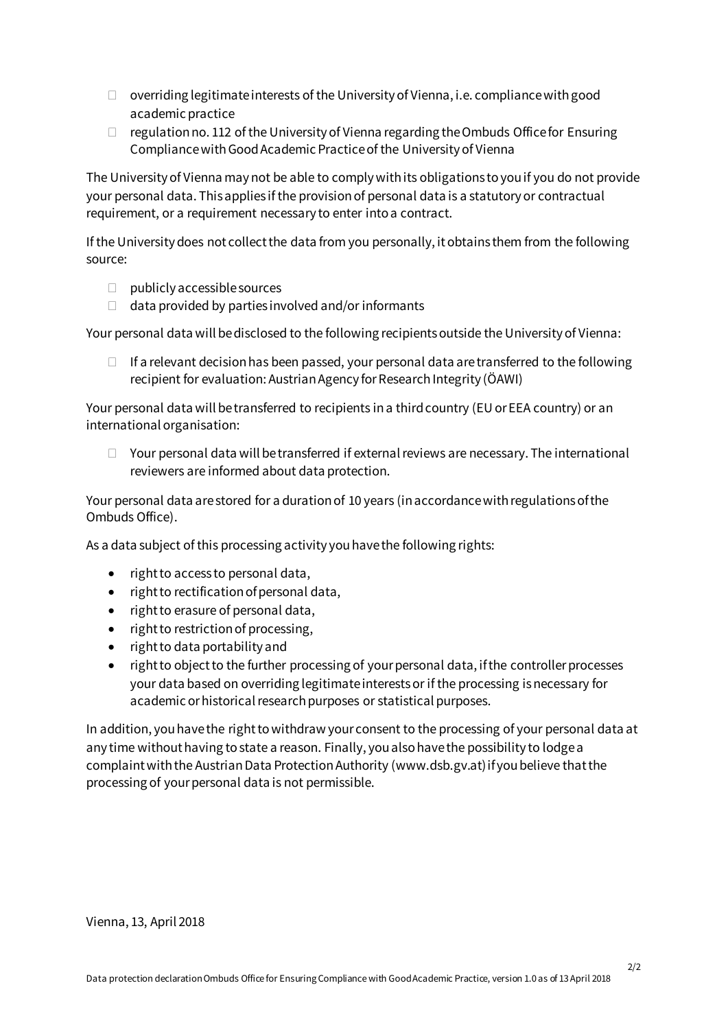- overriding legitimate interests of the University of Vienna, i.e. compliance with good academic practice
- regulation no. 112 of the University of Vienna regarding the Ombuds Office for Ensuring Compliance with Good Academic Practice of the University of Vienna

The University of Vienna may not be able to comply with its obligations to you if you do not provide your personal data. This applies if the provision of personal data is a statutory or contractual requirement, or a requirement necessary to enter into a contract.

If the University does not collect the data from you personally, it obtains them from the following source:

- publicly accessible sources
- data provided by parties involved and/or informants

Your personal data will be disclosed to the following recipients outside the University of Vienna:

- If a relevant decision has been passed, your personal data are transferred to the following recipient for evaluation: Austrian Agency for Research Integrity (ÖAWI)

Your personal data will be transferred to recipients in a third country (EU or EEA country) or an international organisation:

- Your personal data will be transferred if external reviews are necessary. The international reviewers are informed about data protection.

Your personal data are stored for a duration of 10 years (in accordance with regulations of the Ombuds Office).

As a data subject of this processing activity you have the following rights:

- right to access to personal data,
- right to rectification of personal data,
- right to erasure of personal data,
- right to restriction of processing,
- right to data portability and
- right to object to the further processing of your personal data, if the controller processes your data based on overriding legitimate interests or if the processing is necessary for academic or historical research purposes or statistical purposes.

In addition, you have the right to withdraw your consent to the processing of your personal data at any time without having to state a reason. Finally, you also have the possibility to lodge a complaint with the Austrian Data Protection Authority (www.dsb.gv.at) if you believe that the processing of your personal data is not permissible.

Vienna, 13, April 2018